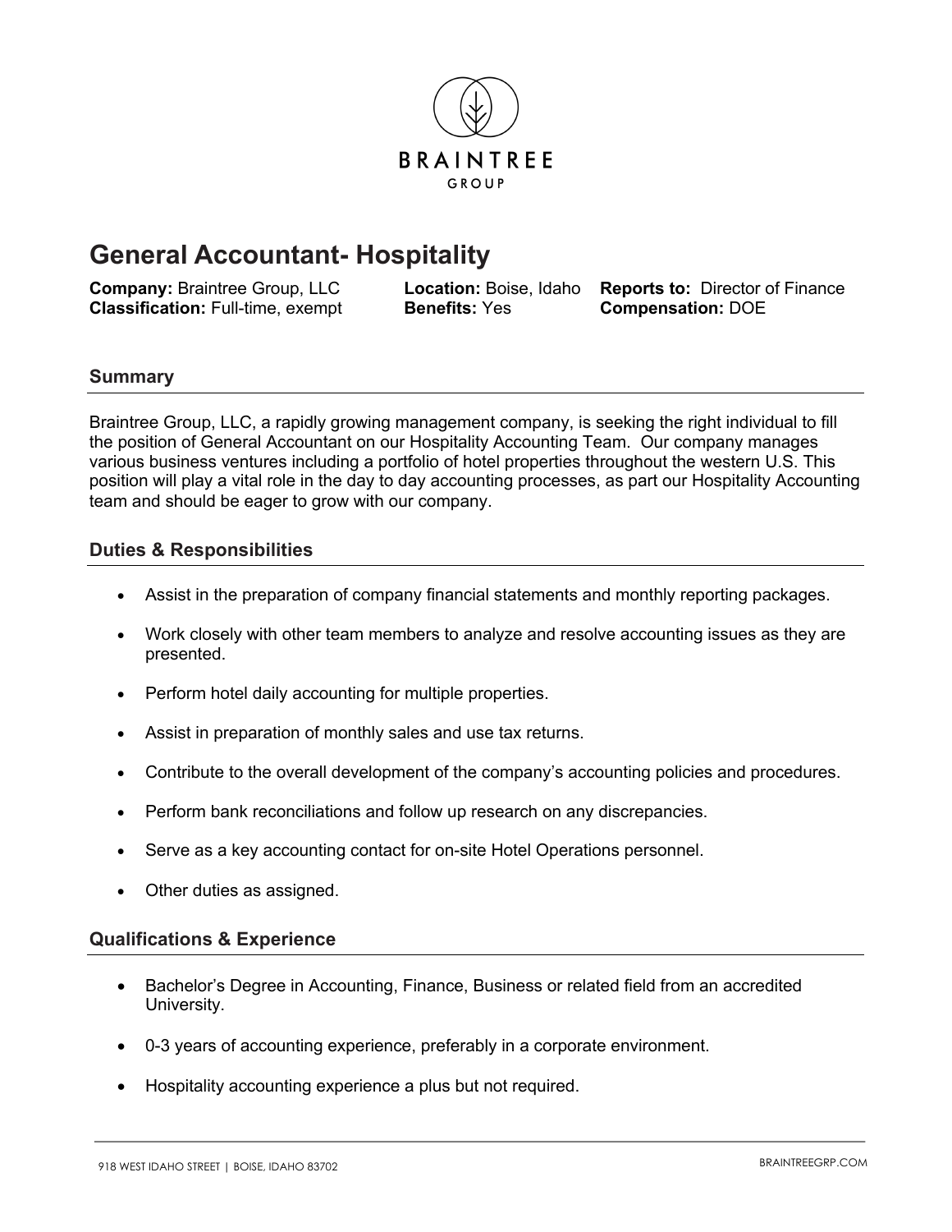BRAINTREE
GROUP

# General Accountant- Hospitality

**Company:** Braintree Group, LLC
**Classification:** Full-time, exempt
**Location:** Boise, Idaho
**Benefits:** Yes
**Reports to:** Director of Finance
**Compensation:** DOE

## Summary

Braintree Group, LLC, a rapidly growing management company, is seeking the right individual to fill the position of General Accountant on our Hospitality Accounting Team. Our company manages various business ventures including a portfolio of hotel properties throughout the western U.S. This position will play a vital role in the day to day accounting processes, as part our Hospitality Accounting team and should be eager to grow with our company.

## Duties & Responsibilities

- Assist in the preparation of company financial statements and monthly reporting packages.
- Work closely with other team members to analyze and resolve accounting issues as they are presented.
- Perform hotel daily accounting for multiple properties.
- Assist in preparation of monthly sales and use tax returns.
- Contribute to the overall development of the company's accounting policies and procedures.
- Perform bank reconciliations and follow up research on any discrepancies.
- Serve as a key accounting contact for on-site Hotel Operations personnel.
- Other duties as assigned.

## Qualifications & Experience

- Bachelor's Degree in Accounting, Finance, Business or related field from an accredited University.
- 0-3 years of accounting experience, preferably in a corporate environment.
- Hospitality accounting experience a plus but not required.

918 WEST IDAHO STREET | BOISE, IDAHO 83702
BRAINTREEGRP.COM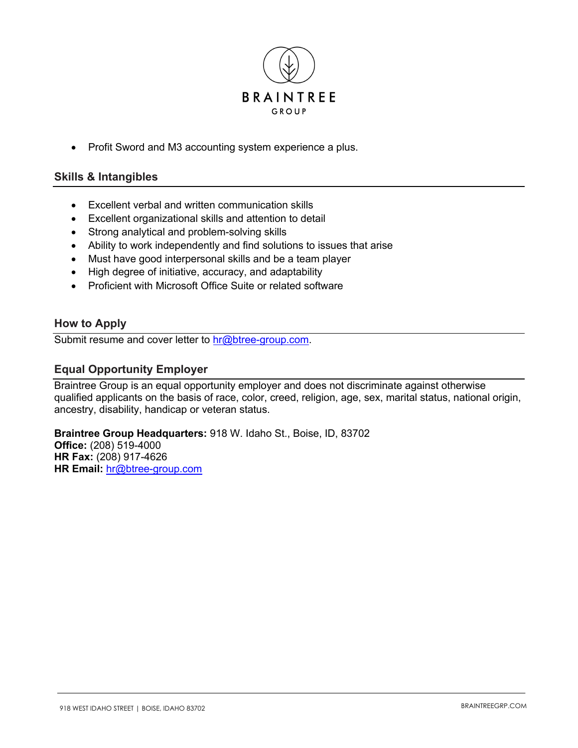- Profit Sword and M3 accounting system experience a plus.

## Skills & Intangibles

- Excellent verbal and written communication skills
- Excellent organizational skills and attention to detail
- Strong analytical and problem-solving skills
- Ability to work independently and find solutions to issues that arise
- Must have good interpersonal skills and be a team player
- High degree of initiative, accuracy, and adaptability
- Proficient with Microsoft Office Suite or related software

## How to Apply

Submit resume and cover letter to hr@btree-group.com.

## Equal Opportunity Employer

Braintree Group is an equal opportunity employer and does not discriminate against otherwise qualified applicants on the basis of race, color, creed, religion, age, sex, marital status, national origin, ancestry, disability, handicap or veteran status.

**Braintree Group Headquarters:** 918 W. Idaho St., Boise, ID, 83702
**Office:** (208) 519-4000
**HR Fax:** (208) 917-4626
**HR Email:** hr@btree-group.com